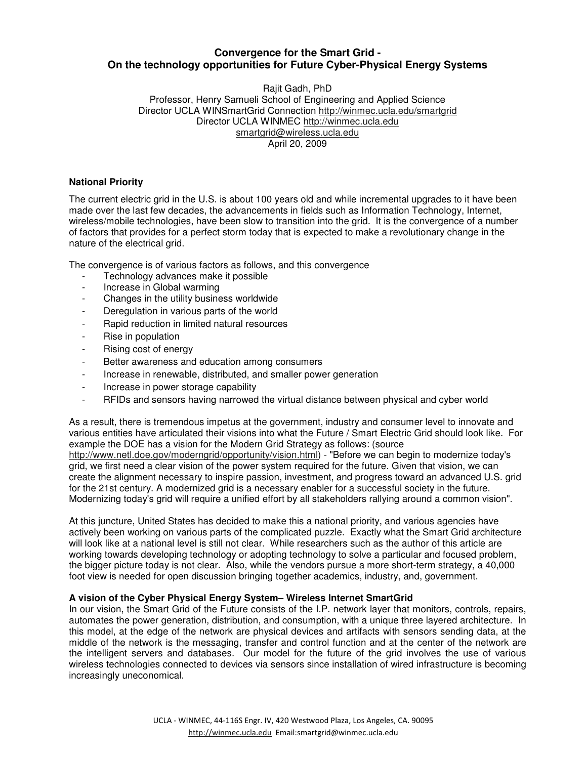# Convergence for the Smart Grid - On the technology opportunities for Future Cyber-Physical Energy Systems

Rajit Gadh, PhD
Professor, Henry Samueli School of Engineering and Applied Science
Director UCLA WINSmartGrid Connection http://winmec.ucla.edu/smartgrid
Director UCLA WINMEC http://winmec.ucla.edu
smartgrid@wireless.ucla.edu
April 20, 2009

## National Priority

The current electric grid in the U.S. is about 100 years old and while incremental upgrades to it have been made over the last few decades, the advancements in fields such as Information Technology, Internet, wireless/mobile technologies, have been slow to transition into the grid. It is the convergence of a number of factors that provides for a perfect storm today that is expected to make a revolutionary change in the nature of the electrical grid.

The convergence is of various factors as follows, and this convergence

- Technology advances make it possible
- Increase in Global warming
- Changes in the utility business worldwide
- Deregulation in various parts of the world
- Rapid reduction in limited natural resources
- Rise in population
- Rising cost of energy
- Better awareness and education among consumers
- Increase in renewable, distributed, and smaller power generation
- Increase in power storage capability
- RFIDs and sensors having narrowed the virtual distance between physical and cyber world

As a result, there is tremendous impetus at the government, industry and consumer level to innovate and various entities have articulated their visions into what the Future / Smart Electric Grid should look like. For example the DOE has a vision for the Modern Grid Strategy as follows: (source http://www.netl.doe.gov/moderngrid/opportunity/vision.html) - "Before we can begin to modernize today's grid, we first need a clear vision of the power system required for the future. Given that vision, we can create the alignment necessary to inspire passion, investment, and progress toward an advanced U.S. grid for the 21st century. A modernized grid is a necessary enabler for a successful society in the future. Modernizing today's grid will require a unified effort by all stakeholders rallying around a common vision".

At this juncture, United States has decided to make this a national priority, and various agencies have actively been working on various parts of the complicated puzzle. Exactly what the Smart Grid architecture will look like at a national level is still not clear. While researchers such as the author of this article are working towards developing technology or adopting technology to solve a particular and focused problem, the bigger picture today is not clear. Also, while the vendors pursue a more short-term strategy, a 40,000 foot view is needed for open discussion bringing together academics, industry, and, government.

## A vision of the Cyber Physical Energy System– Wireless Internet SmartGrid

In our vision, the Smart Grid of the Future consists of the I.P. network layer that monitors, controls, repairs, automates the power generation, distribution, and consumption, with a unique three layered architecture. In this model, at the edge of the network are physical devices and artifacts with sensors sending data, at the middle of the network is the messaging, transfer and control function and at the center of the network are the intelligent servers and databases. Our model for the future of the grid involves the use of various wireless technologies connected to devices via sensors since installation of wired infrastructure is becoming increasingly uneconomical.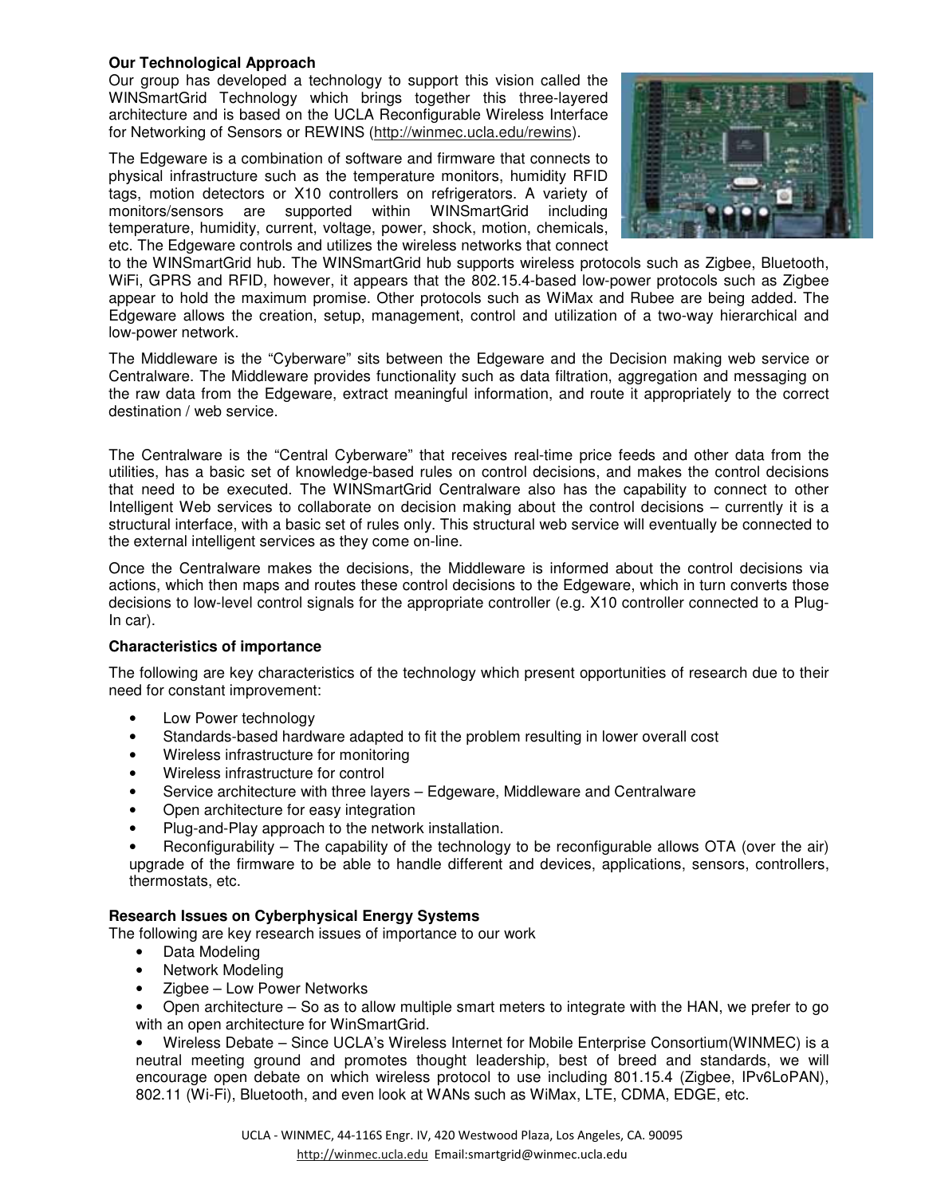**Our Technological Approach**

Our group has developed a technology to support this vision called the WINSmartGrid Technology which brings together this three-layered architecture and is based on the UCLA Reconfigurable Wireless Interface for Networking of Sensors or REWINS (http://winmec.ucla.edu/rewins).

The Edgeware is a combination of software and firmware that connects to physical infrastructure such as the temperature monitors, humidity RFID tags, motion detectors or X10 controllers on refrigerators. A variety of monitors/sensors are supported within WINSmartGrid including temperature, humidity, current, voltage, power, shock, motion, chemicals, etc. The Edgeware controls and utilizes the wireless networks that connect to the WINSmartGrid hub. The WINSmartGrid hub supports wireless protocols such as Zigbee, Bluetooth, WiFi, GPRS and RFID, however, it appears that the 802.15.4-based low-power protocols such as Zigbee appear to hold the maximum promise. Other protocols such as WiMax and Rubee are being added. The Edgeware allows the creation, setup, management, control and utilization of a two-way hierarchical and low-power network.

The Middleware is the "Cyberware" sits between the Edgeware and the Decision making web service or Centralware. The Middleware provides functionality such as data filtration, aggregation and messaging on the raw data from the Edgeware, extract meaningful information, and route it appropriately to the correct destination / web service.

The Centralware is the "Central Cyberware" that receives real-time price feeds and other data from the utilities, has a basic set of knowledge-based rules on control decisions, and makes the control decisions that need to be executed. The WINSmartGrid Centralware also has the capability to connect to other Intelligent Web services to collaborate on decision making about the control decisions – currently it is a structural interface, with a basic set of rules only. This structural web service will eventually be connected to the external intelligent services as they come on-line.

Once the Centralware makes the decisions, the Middleware is informed about the control decisions via actions, which then maps and routes these control decisions to the Edgeware, which in turn converts those decisions to low-level control signals for the appropriate controller (e.g. X10 controller connected to a Plug-In car).

**Characteristics of importance**

The following are key characteristics of the technology which present opportunities of research due to their need for constant improvement:

- Low Power technology
- Standards-based hardware adapted to fit the problem resulting in lower overall cost
- Wireless infrastructure for monitoring
- Wireless infrastructure for control
- Service architecture with three layers – Edgeware, Middleware and Centralware
- Open architecture for easy integration
- Plug-and-Play approach to the network installation.
- Reconfigurability – The capability of the technology to be reconfigurable allows OTA (over the air) upgrade of the firmware to be able to handle different and devices, applications, sensors, controllers, thermostats, etc.

**Research Issues on Cyberphysical Energy Systems**

The following are key research issues of importance to our work

- Data Modeling
- Network Modeling
- Zigbee – Low Power Networks
- Open architecture – So as to allow multiple smart meters to integrate with the HAN, we prefer to go with an open architecture for WinSmartGrid.
- Wireless Debate – Since UCLA's Wireless Internet for Mobile Enterprise Consortium(WINMEC) is a neutral meeting ground and promotes thought leadership, best of breed and standards, we will encourage open debate on which wireless protocol to use including 801.15.4 (Zigbee, IPv6LoPAN), 802.11 (Wi-Fi), Bluetooth, and even look at WANs such as WiMax, LTE, CDMA, EDGE, etc.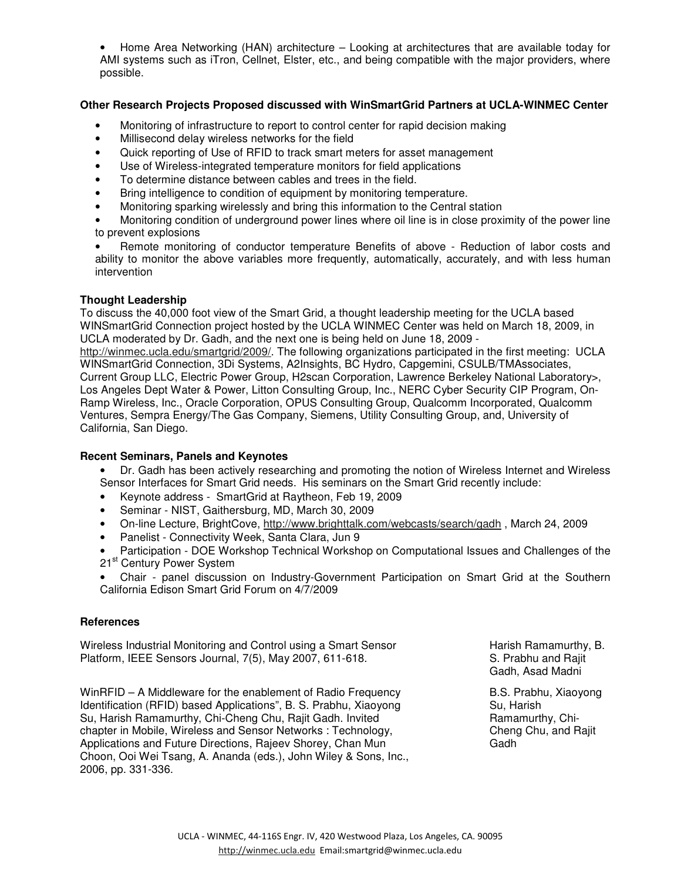- Home Area Networking (HAN) architecture – Looking at architectures that are available today for AMI systems such as iTron, Cellnet, Elster, etc., and being compatible with the major providers, where possible.

**Other Research Projects Proposed discussed with WinSmartGrid Partners at UCLA-WINMEC Center**

- Monitoring of infrastructure to report to control center for rapid decision making
- Millisecond delay wireless networks for the field
- Quick reporting of Use of RFID to track smart meters for asset management
- Use of Wireless-integrated temperature monitors for field applications
- To determine distance between cables and trees in the field.
- Bring intelligence to condition of equipment by monitoring temperature.
- Monitoring sparking wirelessly and bring this information to the Central station
- Monitoring condition of underground power lines where oil line is in close proximity of the power line to prevent explosions
- Remote monitoring of conductor temperature Benefits of above - Reduction of labor costs and ability to monitor the above variables more frequently, automatically, accurately, and with less human intervention

**Thought Leadership**

To discuss the 40,000 foot view of the Smart Grid, a thought leadership meeting for the UCLA based WINSmartGrid Connection project hosted by the UCLA WINMEC Center was held on March 18, 2009, in UCLA moderated by Dr. Gadh, and the next one is being held on June 18, 2009 - http://winmec.ucla.edu/smartgrid/2009/. The following organizations participated in the first meeting: UCLA WINSmartGrid Connection, 3Di Systems, A2Insights, BC Hydro, Capgemini, CSULB/TMAssociates, Current Group LLC, Electric Power Group, H2scan Corporation, Lawrence Berkeley National Laboratory>, Los Angeles Dept Water & Power, Litton Consulting Group, Inc., NERC Cyber Security CIP Program, On-Ramp Wireless, Inc., Oracle Corporation, OPUS Consulting Group, Qualcomm Incorporated, Qualcomm Ventures, Sempra Energy/The Gas Company, Siemens, Utility Consulting Group, and, University of California, San Diego.

**Recent Seminars, Panels and Keynotes**

- Dr. Gadh has been actively researching and promoting the notion of Wireless Internet and Wireless Sensor Interfaces for Smart Grid needs. His seminars on the Smart Grid recently include:
- Keynote address - SmartGrid at Raytheon, Feb 19, 2009
- Seminar - NIST, Gaithersburg, MD, March 30, 2009
- On-line Lecture, BrightCove, http://www.brighttalk.com/webcasts/search/gadh , March 24, 2009
- Panelist - Connectivity Week, Santa Clara, Jun 9
- Participation - DOE Workshop Technical Workshop on Computational Issues and Challenges of the 21st Century Power System
- Chair - panel discussion on Industry-Government Participation on Smart Grid at the Southern California Edison Smart Grid Forum on 4/7/2009

**References**

| | |
|---|---|
| Wireless Industrial Monitoring and Control using a Smart Sensor Platform, IEEE Sensors Journal, 7(5), May 2007, 611-618. | Harish Ramamurthy, B. S. Prabhu and Rajit Gadh, Asad Madni |
| WinRFID – A Middleware for the enablement of Radio Frequency Identification (RFID) based Applications", B. S. Prabhu, Xiaoyong Su, Harish Ramamurthy, Chi-Cheng Chu, Rajit Gadh. Invited chapter in Mobile, Wireless and Sensor Networks : Technology, Applications and Future Directions, Rajeev Shorey, Chan Mun Choon, Ooi Wei Tsang, A. Ananda (eds.), John Wiley & Sons, Inc., 2006, pp. 331-336. | B.S. Prabhu, Xiaoyong Su, Harish Ramamurthy, Chi-Cheng Chu, and Rajit Gadh |